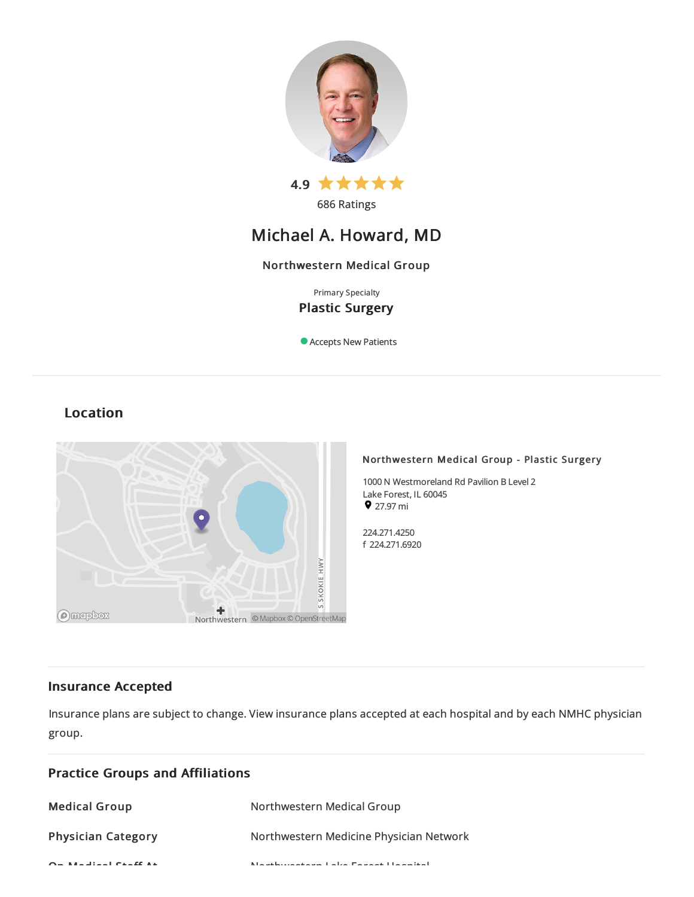4.9

686 Ratings

# Michael A. Howard, MD

Northwestern Medical Group

Primary Specialty

**Plastic Surgery**

Accepts New Patients

## Location

**Northwestern Medical Group - Plastic Surgery**

1000 N Westmoreland Rd Pavilion B Level 2
Lake Forest, IL 60045
27.97 mi

224.271.4250
f 224.271.6920

## Insurance Accepted

Insurance plans are subject to change. View insurance plans accepted at each hospital and by each NMHC physician group.

## Practice Groups and Affiliations

| | |
|---|---|
| **Medical Group** | Northwestern Medical Group |
| **Physician Category** | Northwestern Medicine Physician Network |
| **On Medical Staff At** | Northwestern Lake Forest Hospital |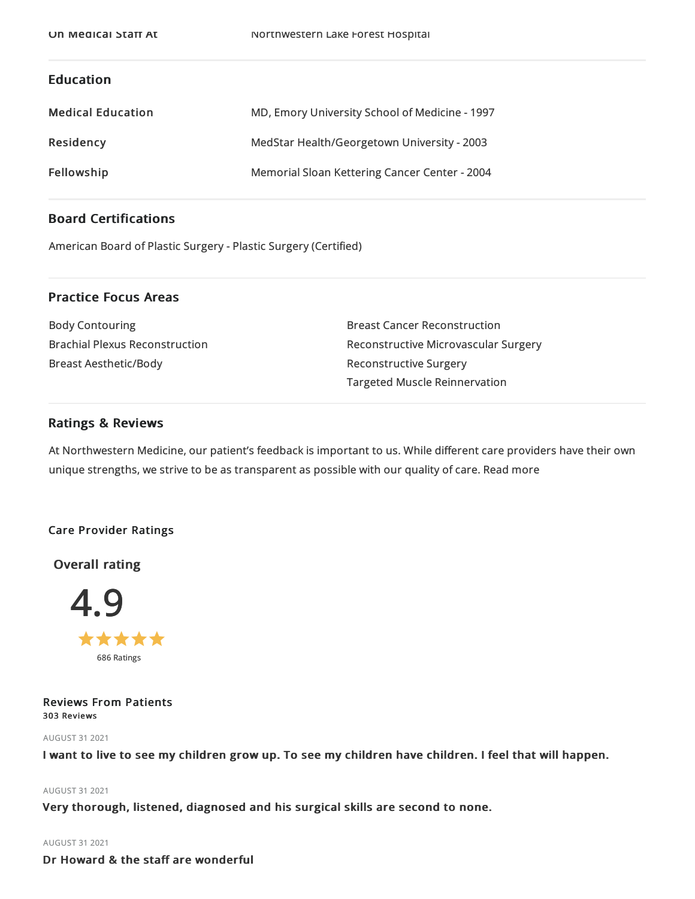| On Medical Staff At | Northwestern Lake Forest Hospital |
| --- | --- |

## Education

| Medical Education | MD, Emory University School of Medicine - 1997 |
| --- | --- |
| Residency | MedStar Health/Georgetown University - 2003 |
| Fellowship | Memorial Sloan Kettering Cancer Center - 2004 |

## Board Certifications

American Board of Plastic Surgery - Plastic Surgery (Certified)

## Practice Focus Areas

- Body Contouring
- Brachial Plexus Reconstruction
- Breast Aesthetic/Body
- Breast Cancer Reconstruction
- Reconstructive Microvascular Surgery
- Reconstructive Surgery
- Targeted Muscle Reinnervation

## Ratings & Reviews

At Northwestern Medicine, our patient's feedback is important to us. While different care providers have their own unique strengths, we strive to be as transparent as possible with our quality of care. Read more

### Care Provider Ratings

**Overall rating**

4.9

★★★★★

686 Ratings

### Reviews From Patients

**303 Reviews**

AUGUST 31 2021

**I want to live to see my children grow up. To see my children have children. I feel that will happen.**

AUGUST 31 2021

**Very thorough, listened, diagnosed and his surgical skills are second to none.**

AUGUST 31 2021

**Dr Howard & the staff are wonderful**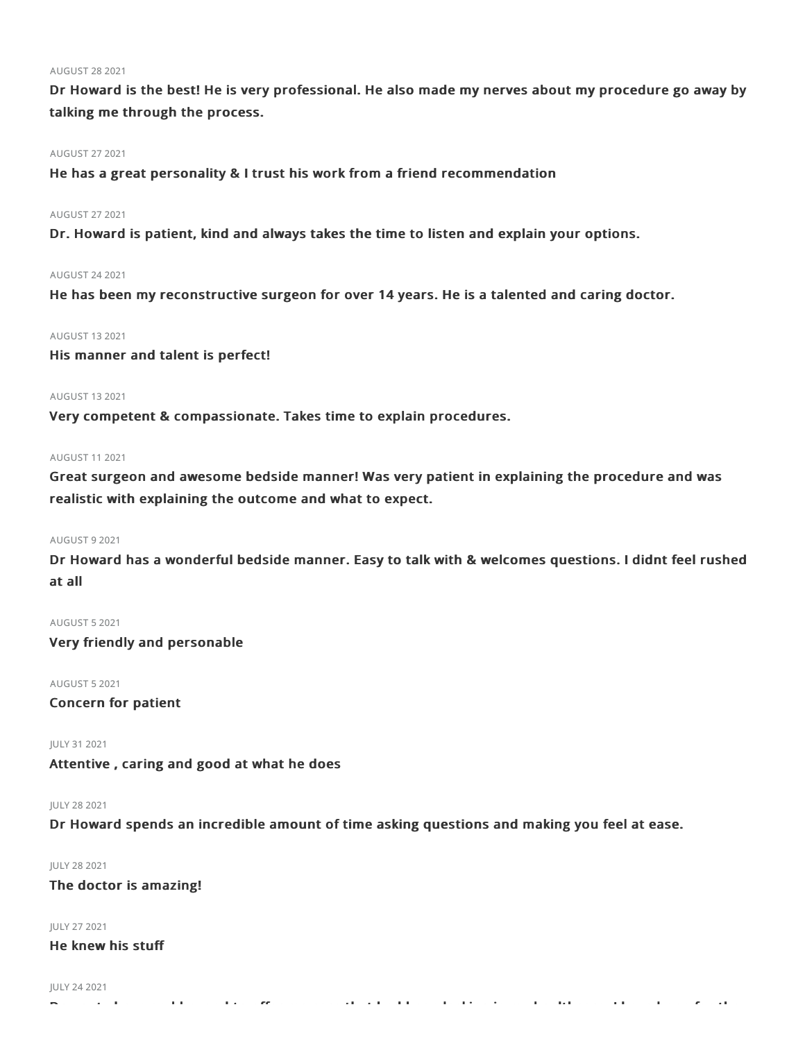AUGUST 28 2021

**Dr Howard is the best! He is very professional. He also made my nerves about my procedure go away by talking me through the process.**

AUGUST 27 2021

**He has a great personality & I trust his work from a friend recommendation**

AUGUST 27 2021

**Dr. Howard is patient, kind and always takes the time to listen and explain your options.**

AUGUST 24 2021

**He has been my reconstructive surgeon for over 14 years. He is a talented and caring doctor.**

AUGUST 13 2021

**His manner and talent is perfect!**

AUGUST 13 2021

**Very competent & compassionate. Takes time to explain procedures.**

AUGUST 11 2021

**Great surgeon and awesome bedside manner! Was very patient in explaining the procedure and was realistic with explaining the outcome and what to expect.**

AUGUST 9 2021

**Dr Howard has a wonderful bedside manner. Easy to talk with & welcomes questions. I didnt feel rushed at all**

AUGUST 5 2021

**Very friendly and personable**

AUGUST 5 2021

**Concern for patient**

JULY 31 2021

**Attentive , caring and good at what he does**

JULY 28 2021

**Dr Howard spends an incredible amount of time asking questions and making you feel at ease.**

JULY 28 2021

**The doctor is amazing!**

JULY 27 2021

**He knew his stuff**

JULY 24 2021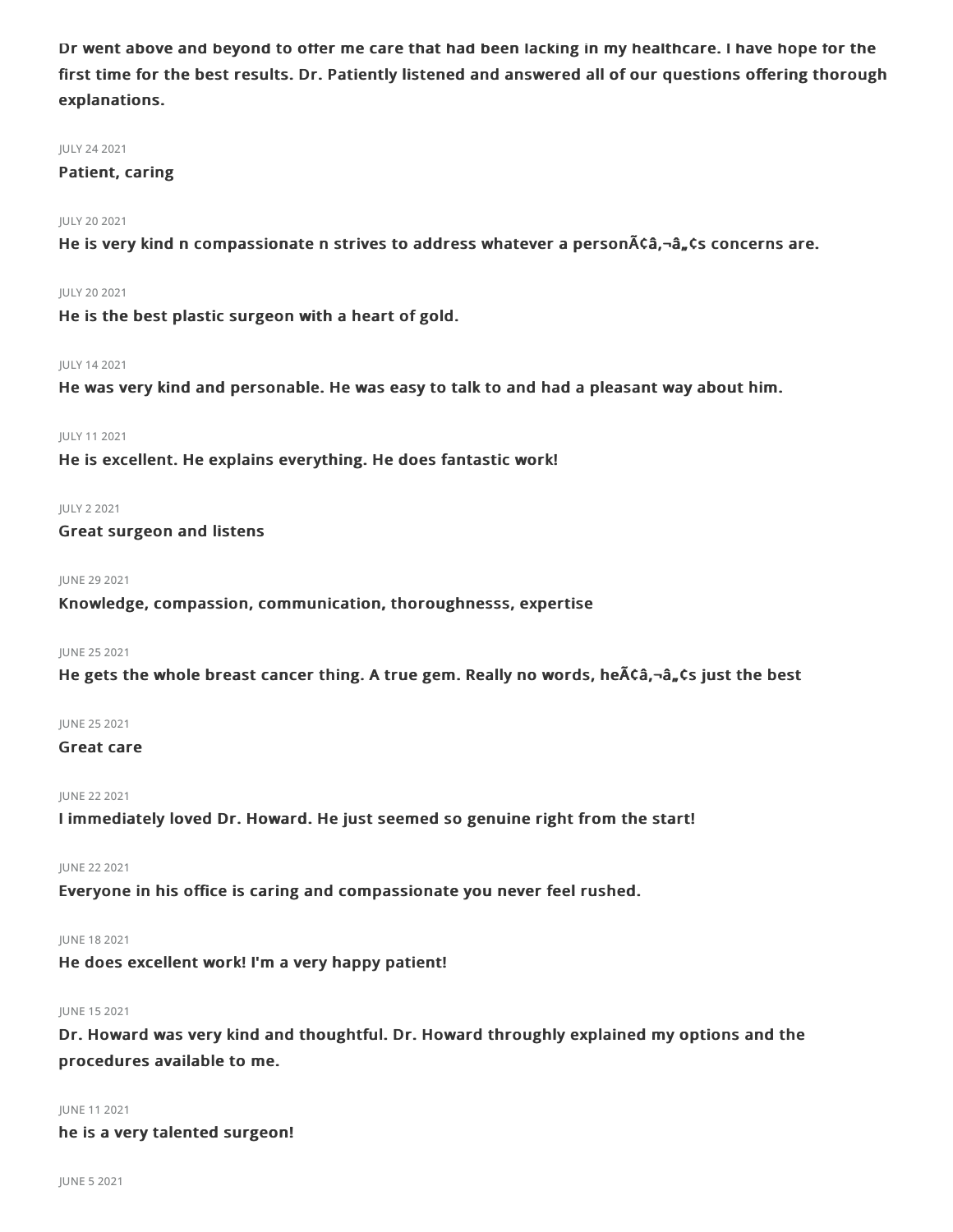**Dr went above and beyond to offer me care that had been lacking in my healthcare. I have hope for the first time for the best results. Dr. Patiently listened and answered all of our questions offering thorough explanations.**

JULY 24 2021

**Patient, caring**

JULY 20 2021

**He is very kind n compassionate n strives to address whatever a personÃ¢â‚¬â„¢s concerns are.**

JULY 20 2021

**He is the best plastic surgeon with a heart of gold.**

JULY 14 2021

**He was very kind and personable. He was easy to talk to and had a pleasant way about him.**

JULY 11 2021

**He is excellent. He explains everything. He does fantastic work!**

JULY 2 2021

**Great surgeon and listens**

JUNE 29 2021

**Knowledge, compassion, communication, thoroughnesss, expertise**

JUNE 25 2021

**He gets the whole breast cancer thing. A true gem. Really no words, heÃ¢â‚¬â„¢s just the best**

JUNE 25 2021

**Great care**

JUNE 22 2021

**I immediately loved Dr. Howard. He just seemed so genuine right from the start!**

JUNE 22 2021

**Everyone in his office is caring and compassionate you never feel rushed.**

JUNE 18 2021

**He does excellent work! I'm a very happy patient!**

JUNE 15 2021

**Dr. Howard was very kind and thoughtful. Dr. Howard throughly explained my options and the procedures available to me.**

JUNE 11 2021

**he is a very talented surgeon!**

JUNE 5 2021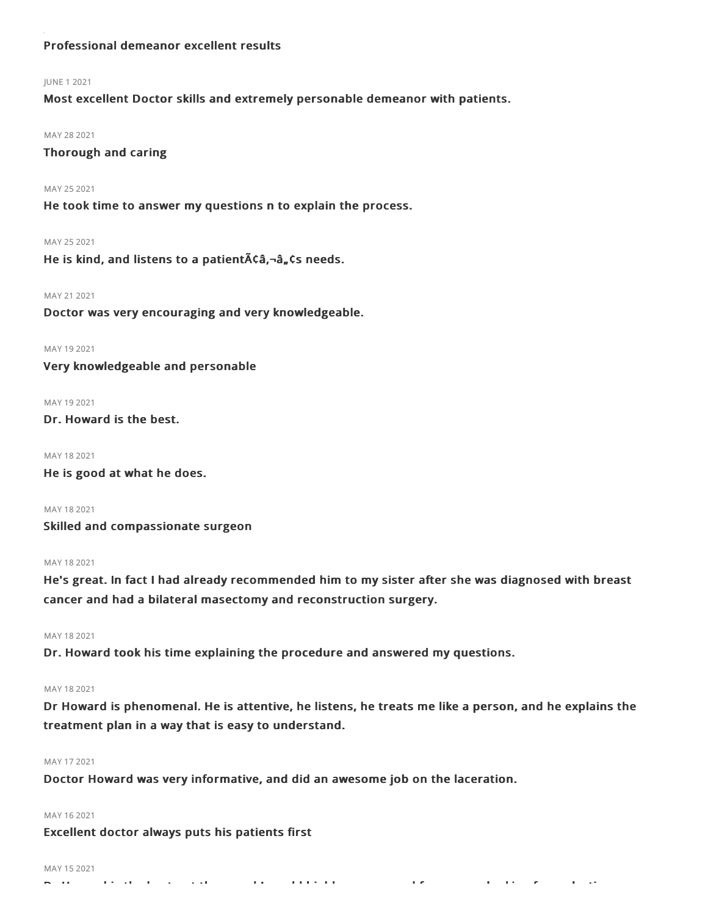**Professional demeanor excellent results**

JUNE 1 2021

**Most excellent Doctor skills and extremely personable demeanor with patients.**

MAY 28 2021

**Thorough and caring**

MAY 25 2021

**He took time to answer my questions n to explain the process.**

MAY 25 2021

**He is kind, and listens to a patientÃ¢â‚¬â„¢s needs.**

MAY 21 2021

**Doctor was very encouraging and very knowledgeable.**

MAY 19 2021

**Very knowledgeable and personable**

MAY 19 2021

**Dr. Howard is the best.**

MAY 18 2021

**He is good at what he does.**

MAY 18 2021

**Skilled and compassionate surgeon**

MAY 18 2021

**He's great. In fact I had already recommended him to my sister after she was diagnosed with breast cancer and had a bilateral masectomy and reconstruction surgery.**

MAY 18 2021

**Dr. Howard took his time explaining the procedure and answered my questions.**

MAY 18 2021

**Dr Howard is phenomenal. He is attentive, he listens, he treats me like a person, and he explains the treatment plan in a way that is easy to understand.**

MAY 17 2021

**Doctor Howard was very informative, and did an awesome job on the laceration.**

MAY 16 2021

**Excellent doctor always puts his patients first**

MAY 15 2021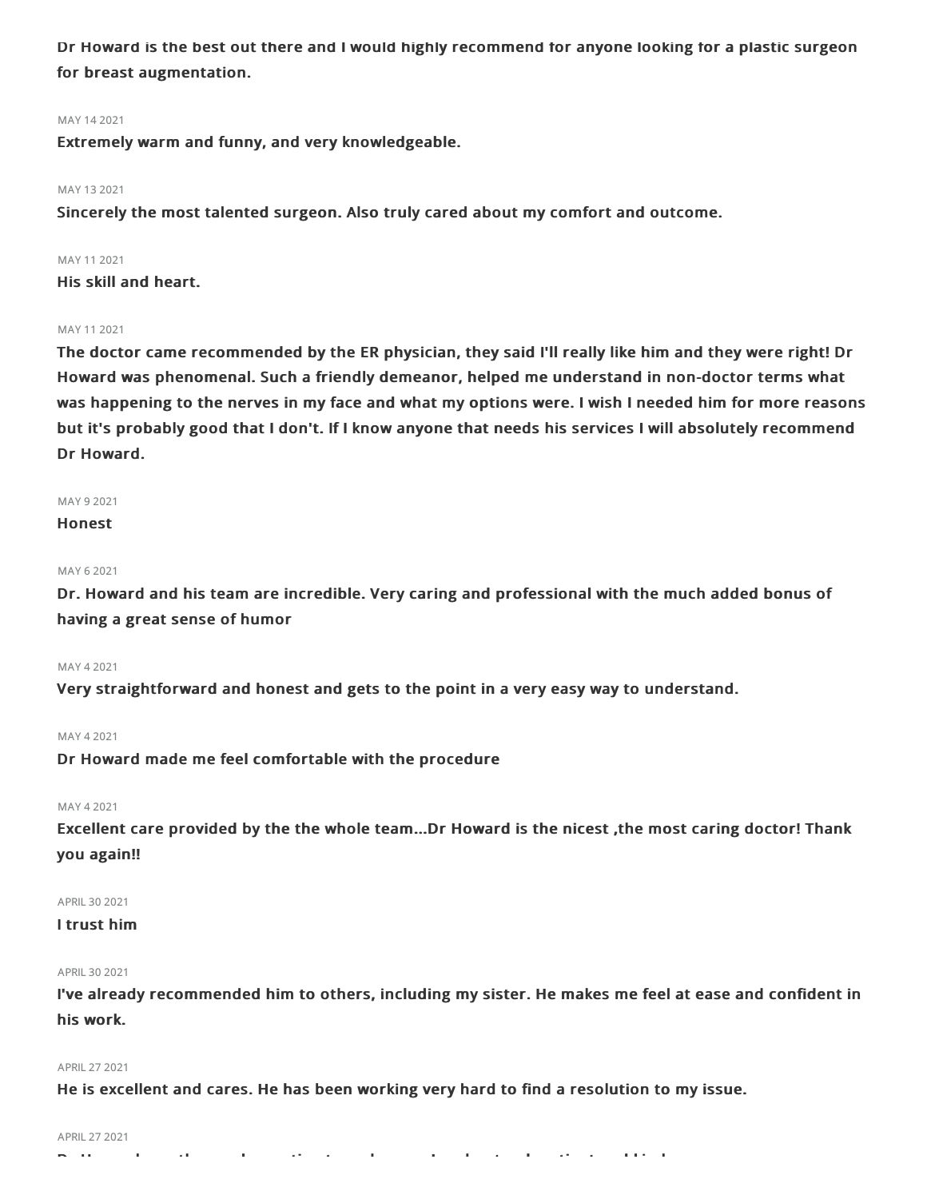**Dr Howard is the best out there and I would highly recommend for anyone looking for a plastic surgeon for breast augmentation.**

MAY 14 2021

**Extremely warm and funny, and very knowledgeable.**

MAY 13 2021

**Sincerely the most talented surgeon. Also truly cared about my comfort and outcome.**

MAY 11 2021

**His skill and heart.**

MAY 11 2021

**The doctor came recommended by the ER physician, they said I'll really like him and they were right! Dr Howard was phenomenal. Such a friendly demeanor, helped me understand in non-doctor terms what was happening to the nerves in my face and what my options were. I wish I needed him for more reasons but it's probably good that I don't. If I know anyone that needs his services I will absolutely recommend Dr Howard.**

MAY 9 2021

**Honest**

MAY 6 2021

**Dr. Howard and his team are incredible. Very caring and professional with the much added bonus of having a great sense of humor**

MAY 4 2021

**Very straightforward and honest and gets to the point in a very easy way to understand.**

MAY 4 2021

**Dr Howard made me feel comfortable with the procedure**

MAY 4 2021

**Excellent care provided by the the whole team...Dr Howard is the nicest ,the most caring doctor! Thank you again!!**

APRIL 30 2021

**I trust him**

APRIL 30 2021

**I've already recommended him to others, including my sister. He makes me feel at ease and confident in his work.**

APRIL 27 2021

**He is excellent and cares. He has been working very hard to find a resolution to my issue.**

APRIL 27 2021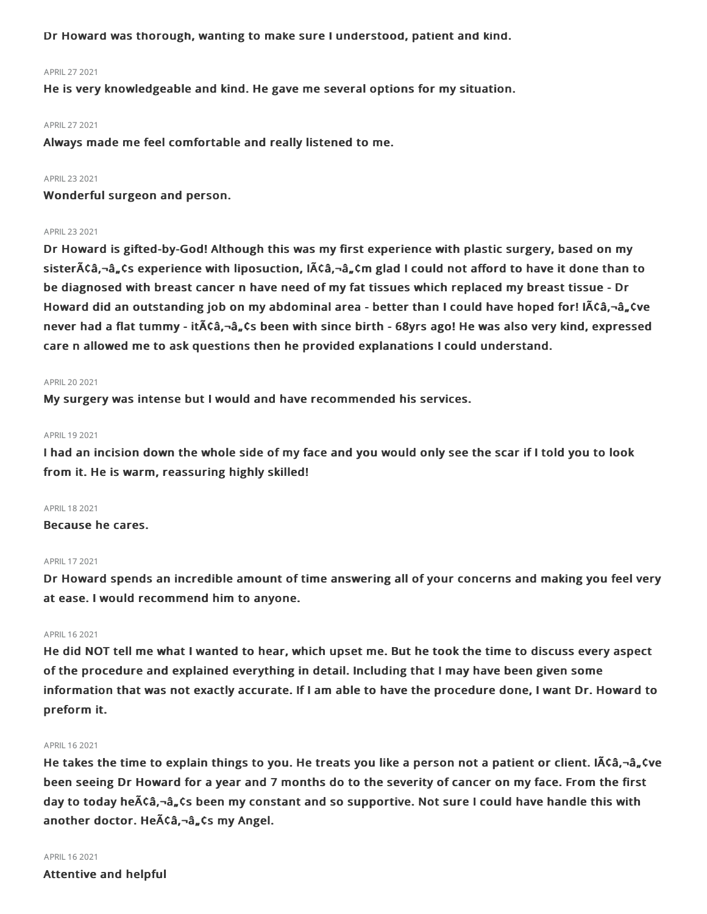**Dr Howard was thorough, wanting to make sure I understood, patient and kind.**

APRIL 27 2021

**He is very knowledgeable and kind. He gave me several options for my situation.**

APRIL 27 2021

**Always made me feel comfortable and really listened to me.**

APRIL 23 2021

**Wonderful surgeon and person.**

APRIL 23 2021

**Dr Howard is gifted-by-God! Although this was my first experience with plastic surgery, based on my sisterÃ¢â‚¬â„¢s experience with liposuction, IÃ¢â‚¬â„¢m glad I could not afford to have it done than to be diagnosed with breast cancer n have need of my fat tissues which replaced my breast tissue - Dr Howard did an outstanding job on my abdominal area - better than I could have hoped for! IÃ¢â‚¬â„¢ve never had a flat tummy - itÃ¢â‚¬â„¢s been with since birth - 68yrs ago! He was also very kind, expressed care n allowed me to ask questions then he provided explanations I could understand.**

APRIL 20 2021

**My surgery was intense but I would and have recommended his services.**

APRIL 19 2021

**I had an incision down the whole side of my face and you would only see the scar if I told you to look from it. He is warm, reassuring highly skilled!**

APRIL 18 2021

**Because he cares.**

APRIL 17 2021

**Dr Howard spends an incredible amount of time answering all of your concerns and making you feel very at ease. I would recommend him to anyone.**

APRIL 16 2021

**He did NOT tell me what I wanted to hear, which upset me. But he took the time to discuss every aspect of the procedure and explained everything in detail. Including that I may have been given some information that was not exactly accurate. If I am able to have the procedure done, I want Dr. Howard to preform it.**

APRIL 16 2021

**He takes the time to explain things to you. He treats you like a person not a patient or client. IÃ¢â‚¬â„¢ve been seeing Dr Howard for a year and 7 months do to the severity of cancer on my face. From the first day to today heÃ¢â‚¬â„¢s been my constant and so supportive. Not sure I could have handle this with another doctor. HeÃ¢â‚¬â„¢s my Angel.**

APRIL 16 2021

**Attentive and helpful**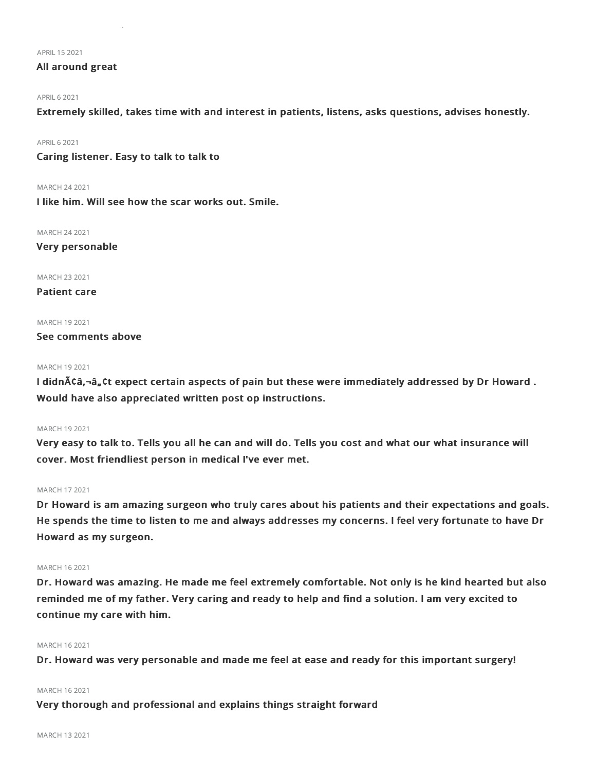APRIL 15 2021

**All around great**

APRIL 6 2021

**Extremely skilled, takes time with and interest in patients, listens, asks questions, advises honestly.**

APRIL 6 2021

**Caring listener. Easy to talk to talk to**

MARCH 24 2021

**I like him. Will see how the scar works out. Smile.**

MARCH 24 2021

**Very personable**

MARCH 23 2021

**Patient care**

MARCH 19 2021

**See comments above**

MARCH 19 2021

**I didnÃ¢â‚¬â„¢t expect certain aspects of pain but these were immediately addressed by Dr Howard . Would have also appreciated written post op instructions.**

MARCH 19 2021

**Very easy to talk to. Tells you all he can and will do. Tells you cost and what our what insurance will cover. Most friendliest person in medical I've ever met.**

MARCH 17 2021

**Dr Howard is am amazing surgeon who truly cares about his patients and their expectations and goals. He spends the time to listen to me and always addresses my concerns. I feel very fortunate to have Dr Howard as my surgeon.**

MARCH 16 2021

**Dr. Howard was amazing. He made me feel extremely comfortable. Not only is he kind hearted but also reminded me of my father. Very caring and ready to help and find a solution. I am very excited to continue my care with him.**

MARCH 16 2021

**Dr. Howard was very personable and made me feel at ease and ready for this important surgery!**

MARCH 16 2021

**Very thorough and professional and explains things straight forward**

MARCH 13 2021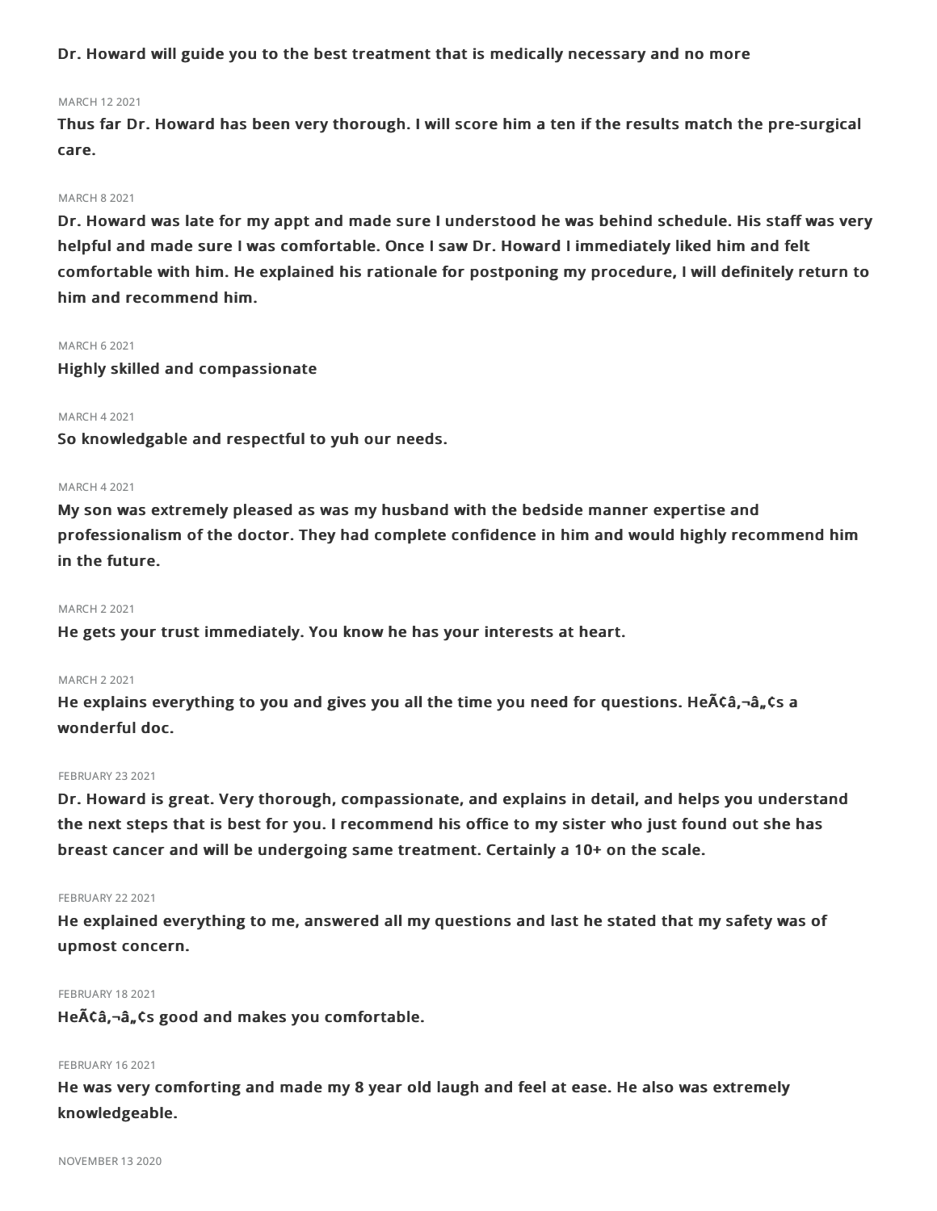**Dr. Howard will guide you to the best treatment that is medically necessary and no more**

MARCH 12 2021

**Thus far Dr. Howard has been very thorough. I will score him a ten if the results match the pre-surgical care.**

MARCH 8 2021

**Dr. Howard was late for my appt and made sure I understood he was behind schedule. His staff was very helpful and made sure I was comfortable. Once I saw Dr. Howard I immediately liked him and felt comfortable with him. He explained his rationale for postponing my procedure, I will definitely return to him and recommend him.**

MARCH 6 2021

**Highly skilled and compassionate**

MARCH 4 2021

**So knowledgable and respectful to yuh our needs.**

MARCH 4 2021

**My son was extremely pleased as was my husband with the bedside manner expertise and professionalism of the doctor. They had complete confidence in him and would highly recommend him in the future.**

MARCH 2 2021

**He gets your trust immediately. You know he has your interests at heart.**

MARCH 2 2021

**He explains everything to you and gives you all the time you need for questions. HeÃ¢â‚¬â„¢s a wonderful doc.**

FEBRUARY 23 2021

**Dr. Howard is great. Very thorough, compassionate, and explains in detail, and helps you understand the next steps that is best for you. I recommend his office to my sister who just found out she has breast cancer and will be undergoing same treatment. Certainly a 10+ on the scale.**

FEBRUARY 22 2021

**He explained everything to me, answered all my questions and last he stated that my safety was of upmost concern.**

FEBRUARY 18 2021

**HeÃ¢â‚¬â„¢s good and makes you comfortable.**

FEBRUARY 16 2021

**He was very comforting and made my 8 year old laugh and feel at ease. He also was extremely knowledgeable.**

NOVEMBER 13 2020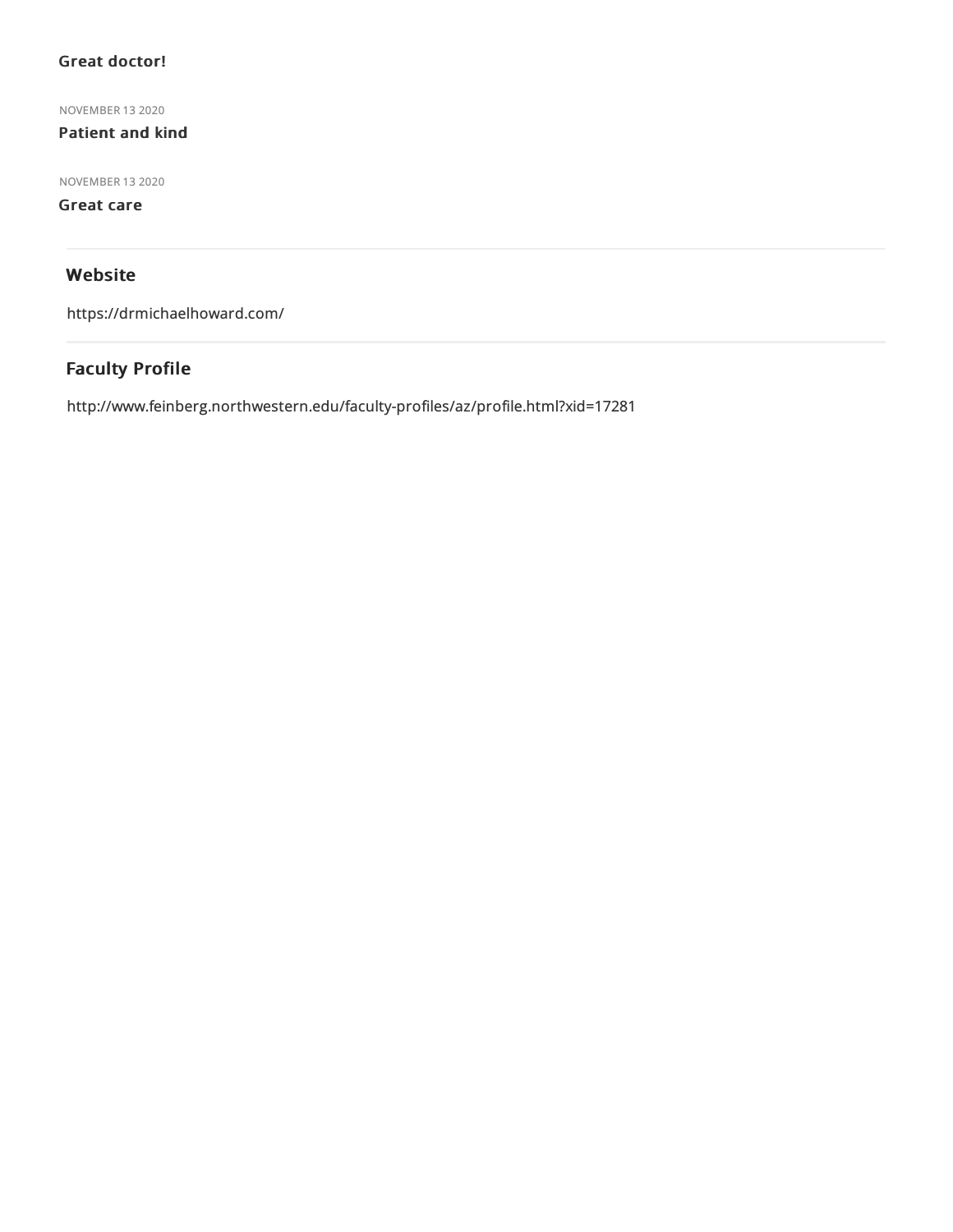**Great doctor!**

NOVEMBER 13 2020

**Patient and kind**

NOVEMBER 13 2020

**Great care**

## Website

https://drmichaelhoward.com/

## Faculty Profile

http://www.feinberg.northwestern.edu/faculty-profiles/az/profile.html?xid=17281